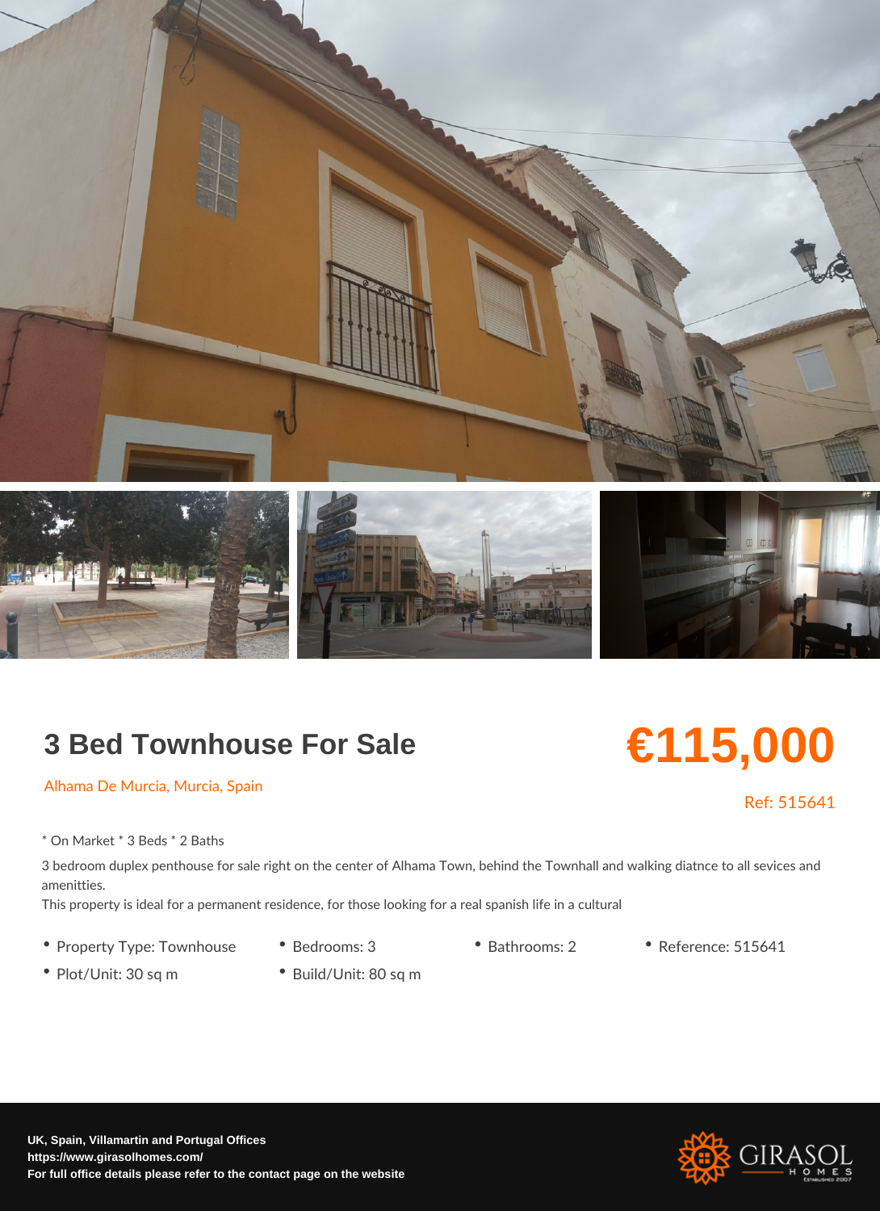# 3 Bed Townhouse For Sale

## €115,000

Alhama De Murcia, Murcia, Spain

Ref: 515641

* On Market * 3 Beds * 2 Baths

3 bedroom duplex penthouse for sale right on the center of Alhama Town, behind the Townhall and walking diatnce to all sevices and amenitties.
This property is ideal for a permanent residence, for those looking for a real spanish life in a cultural

- Property Type: Townhouse
- Bedrooms: 3
- Bathrooms: 2
- Reference: 515641
- Plot/Unit: 30 sq m
- Build/Unit: 80 sq m

**UK, Spain, Villamartin and Portugal Offices**
**https://www.girasolhomes.com/**
**For full office details please refer to the contact page on the website**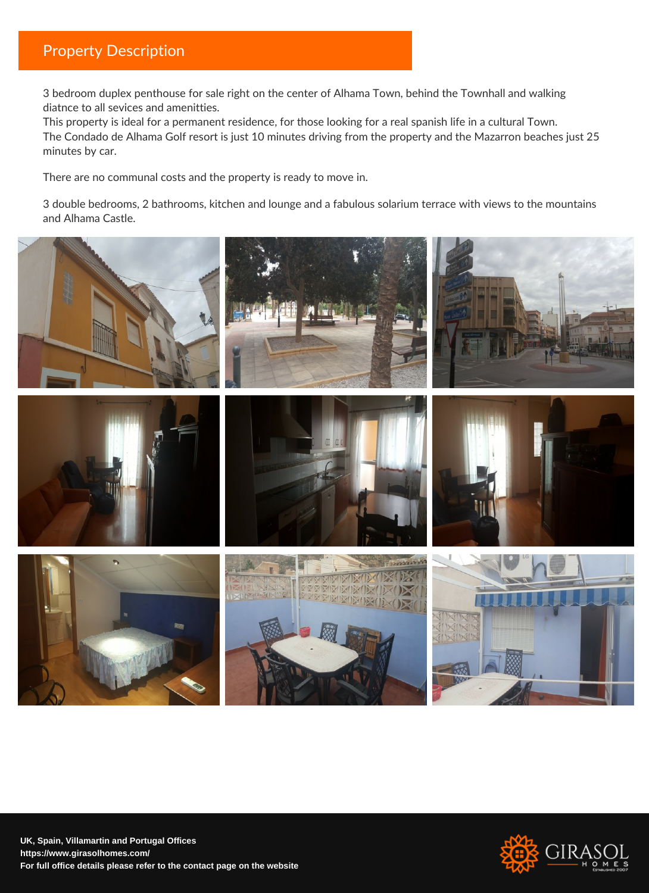## Property Description

3 bedroom duplex penthouse for sale right on the center of Alhama Town, behind the Townhall and walking diatnce to all sevices and amenitties.
This property is ideal for a permanent residence, for those looking for a real spanish life in a cultural Town.
The Condado de Alhama Golf resort is just 10 minutes driving from the property and the Mazarron beaches just 25 minutes by car.

There are no communal costs and the property is ready to move in.

3 double bedrooms, 2 bathrooms, kitchen and lounge and a fabulous solarium terrace with views to the mountains and Alhama Castle.

**UK, Spain, Villamartin and Portugal Offices**
**https://www.girasolhomes.com/**
**For full office details please refer to the contact page on the website**